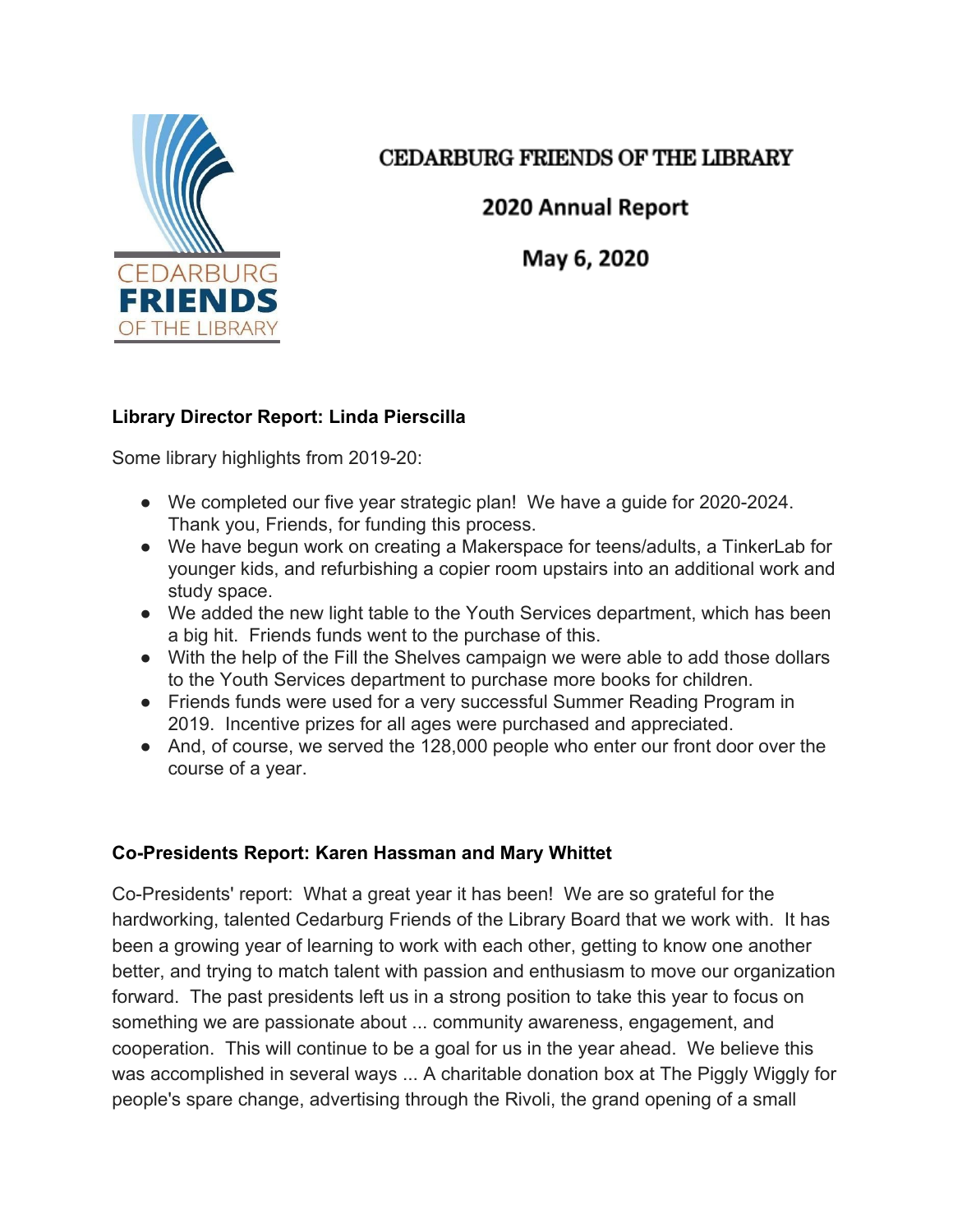CEDARBURG FRIENDS OF THE LIBRARY

# CEDARBURG FRIENDS OF THE LIBRARY

## 2020 Annual Report

## May 6, 2020

**Library Director Report: Linda Pierscilla**

Some library highlights from 2019-20:

- We completed our five year strategic plan! We have a guide for 2020-2024. Thank you, Friends, for funding this process.
- We have begun work on creating a Makerspace for teens/adults, a TinkerLab for younger kids, and refurbishing a copier room upstairs into an additional work and study space.
- We added the new light table to the Youth Services department, which has been a big hit. Friends funds went to the purchase of this.
- With the help of the Fill the Shelves campaign we were able to add those dollars to the Youth Services department to purchase more books for children.
- Friends funds were used for a very successful Summer Reading Program in 2019. Incentive prizes for all ages were purchased and appreciated.
- And, of course, we served the 128,000 people who enter our front door over the course of a year.

**Co-Presidents Report: Karen Hassman and Mary Whittet**

Co-Presidents' report: What a great year it has been! We are so grateful for the hardworking, talented Cedarburg Friends of the Library Board that we work with. It has been a growing year of learning to work with each other, getting to know one another better, and trying to match talent with passion and enthusiasm to move our organization forward. The past presidents left us in a strong position to take this year to focus on something we are passionate about ... community awareness, engagement, and cooperation. This will continue to be a goal for us in the year ahead. We believe this was accomplished in several ways ... A charitable donation box at The Piggly Wiggly for people's spare change, advertising through the Rivoli, the grand opening of a small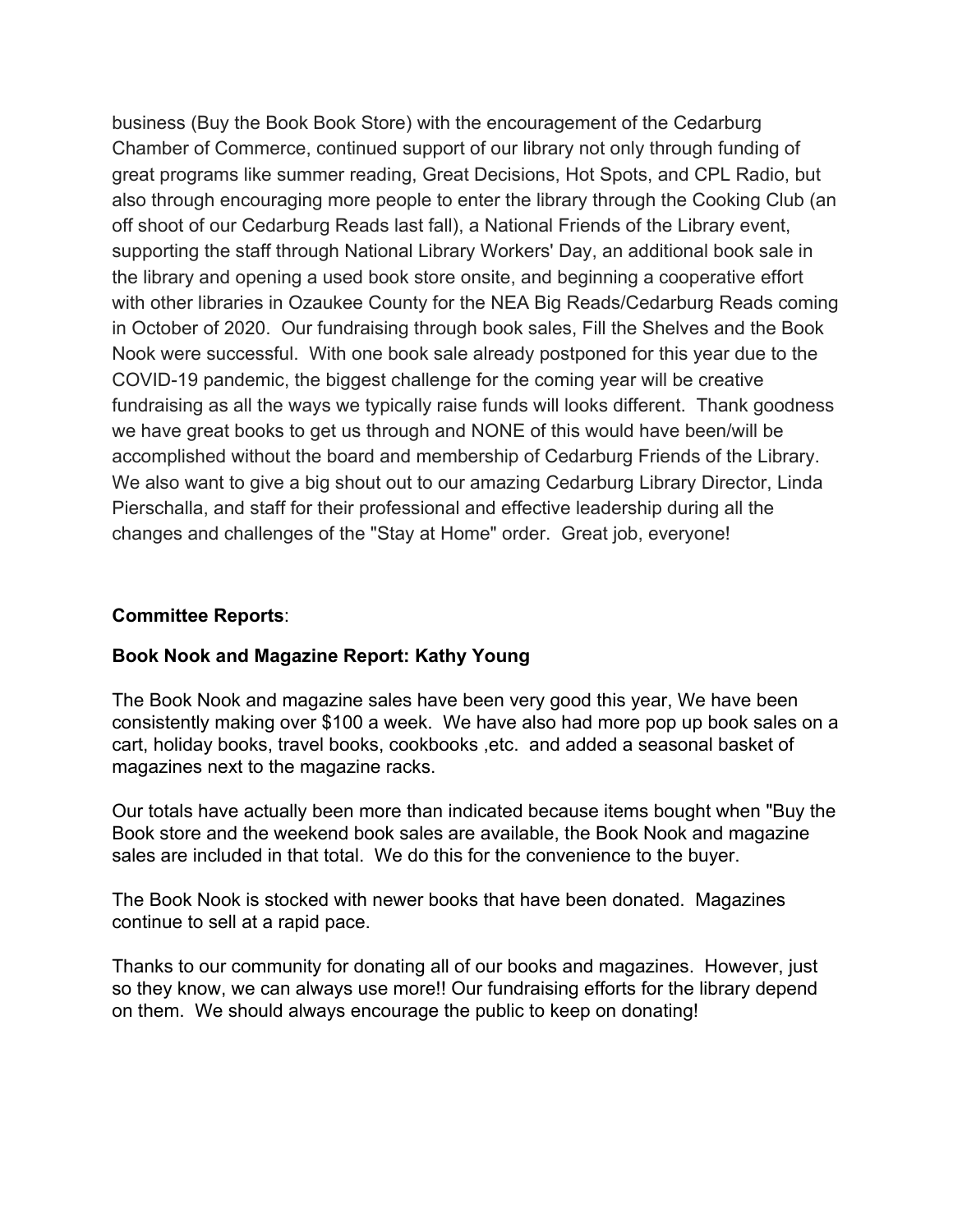business (Buy the Book Book Store) with the encouragement of the Cedarburg Chamber of Commerce, continued support of our library not only through funding of great programs like summer reading, Great Decisions, Hot Spots, and CPL Radio, but also through encouraging more people to enter the library through the Cooking Club (an off shoot of our Cedarburg Reads last fall), a National Friends of the Library event, supporting the staff through National Library Workers' Day, an additional book sale in the library and opening a used book store onsite, and beginning a cooperative effort with other libraries in Ozaukee County for the NEA Big Reads/Cedarburg Reads coming in October of 2020. Our fundraising through book sales, Fill the Shelves and the Book Nook were successful. With one book sale already postponed for this year due to the COVID-19 pandemic, the biggest challenge for the coming year will be creative fundraising as all the ways we typically raise funds will looks different. Thank goodness we have great books to get us through and NONE of this would have been/will be accomplished without the board and membership of Cedarburg Friends of the Library. We also want to give a big shout out to our amazing Cedarburg Library Director, Linda Pierschalla, and staff for their professional and effective leadership during all the changes and challenges of the "Stay at Home" order. Great job, everyone!

**Committee Reports**:

**Book Nook and Magazine Report: Kathy Young**

The Book Nook and magazine sales have been very good this year, We have been consistently making over $100 a week. We have also had more pop up book sales on a cart, holiday books, travel books, cookbooks ,etc. and added a seasonal basket of magazines next to the magazine racks.

Our totals have actually been more than indicated because items bought when "Buy the Book store and the weekend book sales are available, the Book Nook and magazine sales are included in that total. We do this for the convenience to the buyer.

The Book Nook is stocked with newer books that have been donated. Magazines continue to sell at a rapid pace.

Thanks to our community for donating all of our books and magazines. However, just so they know, we can always use more!! Our fundraising efforts for the library depend on them. We should always encourage the public to keep on donating!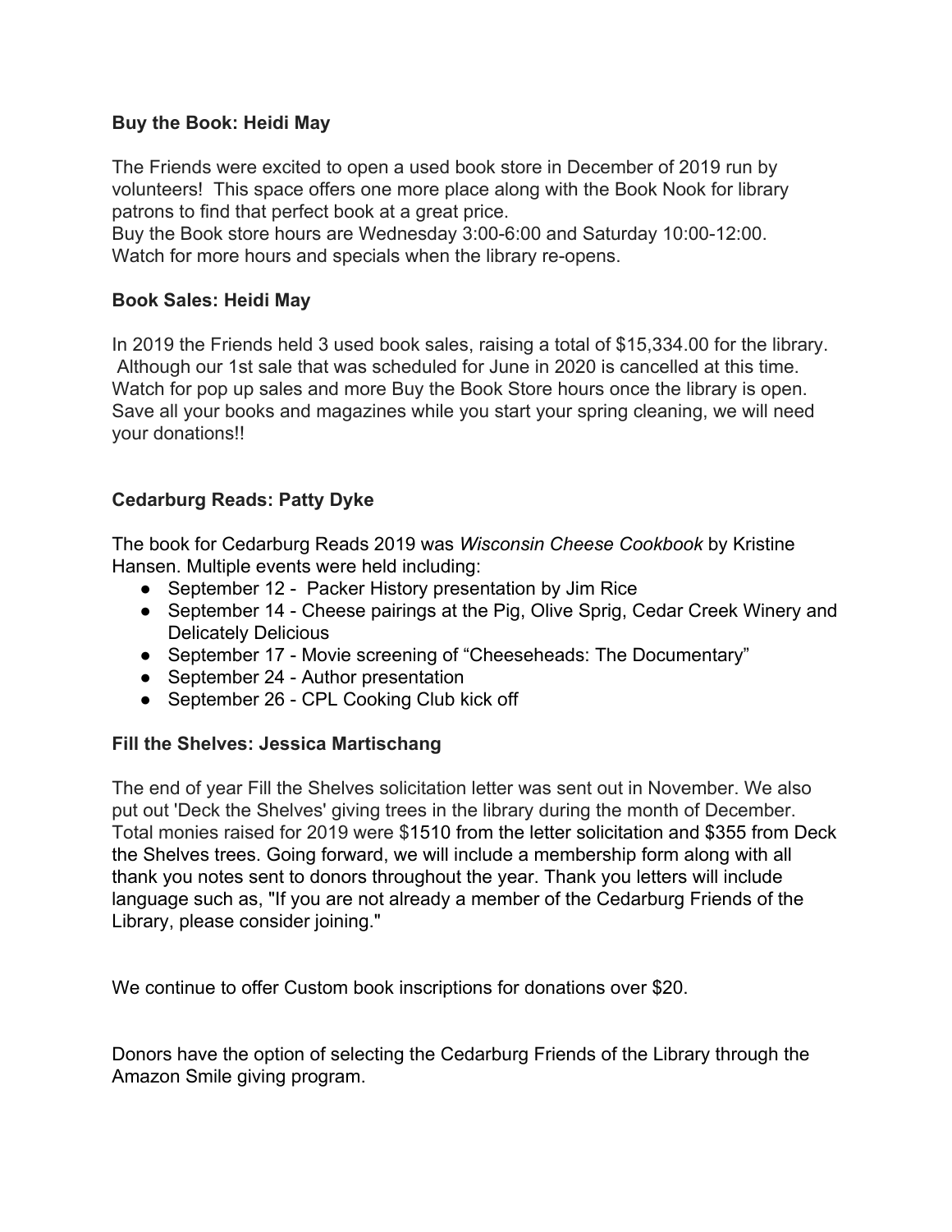**Buy the Book: Heidi May**

The Friends were excited to open a used book store in December of 2019 run by volunteers! This space offers one more place along with the Book Nook for library patrons to find that perfect book at a great price.
Buy the Book store hours are Wednesday 3:00-6:00 and Saturday 10:00-12:00.
Watch for more hours and specials when the library re-opens.

**Book Sales: Heidi May**

In 2019 the Friends held 3 used book sales, raising a total of $15,334.00 for the library. Although our 1st sale that was scheduled for June in 2020 is cancelled at this time. Watch for pop up sales and more Buy the Book Store hours once the library is open. Save all your books and magazines while you start your spring cleaning, we will need your donations!!

**Cedarburg Reads: Patty Dyke**

The book for Cedarburg Reads 2019 was *Wisconsin Cheese Cookbook* by Kristine Hansen. Multiple events were held including:

- September 12 - Packer History presentation by Jim Rice
- September 14 - Cheese pairings at the Pig, Olive Sprig, Cedar Creek Winery and Delicately Delicious
- September 17 - Movie screening of "Cheeseheads: The Documentary"
- September 24 - Author presentation
- September 26 - CPL Cooking Club kick off

**Fill the Shelves: Jessica Martischang**

The end of year Fill the Shelves solicitation letter was sent out in November. We also put out 'Deck the Shelves' giving trees in the library during the month of December. Total monies raised for 2019 were $1510 from the letter solicitation and $355 from Deck the Shelves trees. Going forward, we will include a membership form along with all thank you notes sent to donors throughout the year. Thank you letters will include language such as, "If you are not already a member of the Cedarburg Friends of the Library, please consider joining."

We continue to offer Custom book inscriptions for donations over $20.

Donors have the option of selecting the Cedarburg Friends of the Library through the Amazon Smile giving program.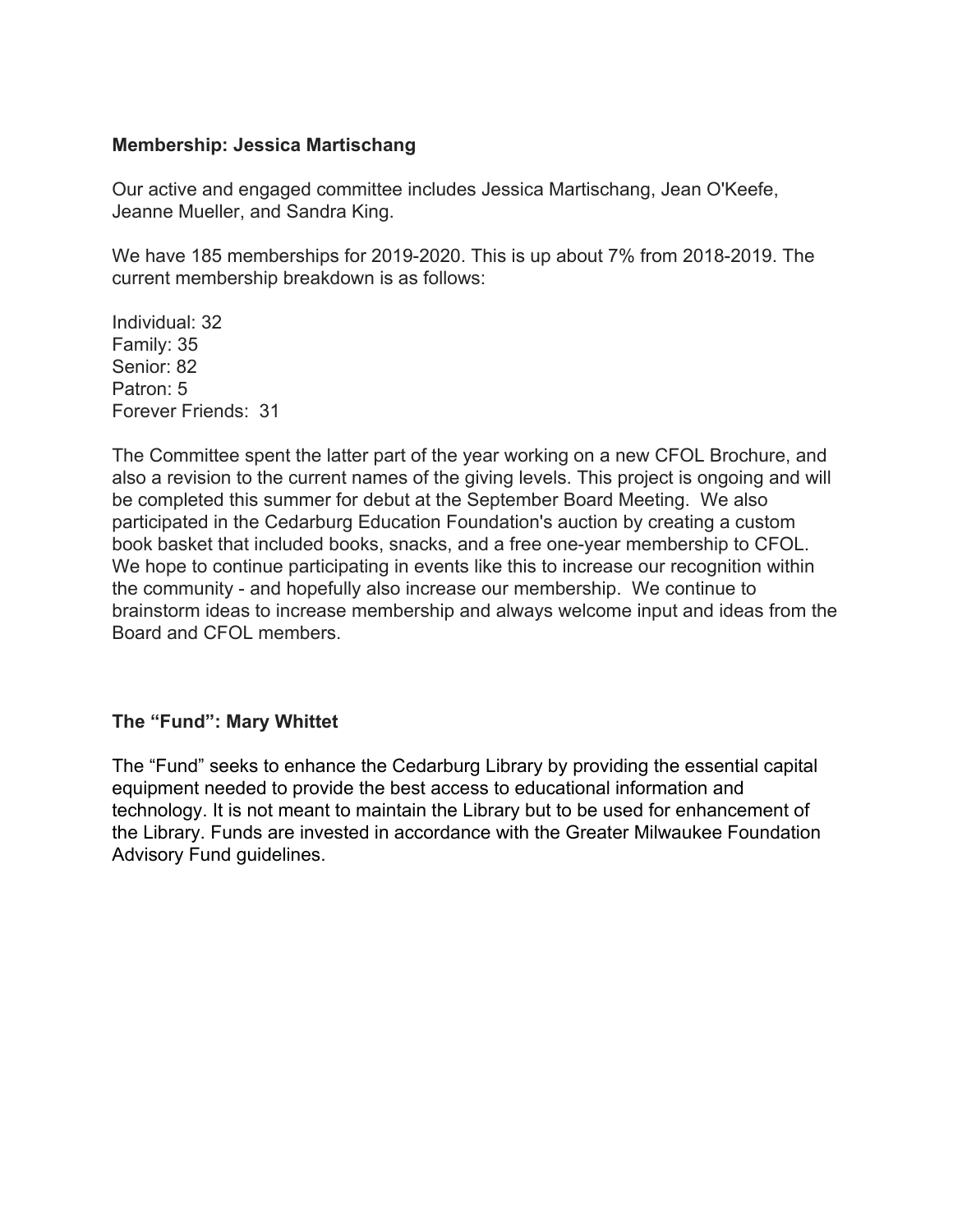**Membership: Jessica Martischang**

Our active and engaged committee includes Jessica Martischang, Jean O'Keefe, Jeanne Mueller, and Sandra King.

We have 185 memberships for 2019-2020. This is up about 7% from 2018-2019. The current membership breakdown is as follows:

Individual: 32
Family: 35
Senior: 82
Patron: 5
Forever Friends: 31

The Committee spent the latter part of the year working on a new CFOL Brochure, and also a revision to the current names of the giving levels. This project is ongoing and will be completed this summer for debut at the September Board Meeting. We also participated in the Cedarburg Education Foundation's auction by creating a custom book basket that included books, snacks, and a free one-year membership to CFOL. We hope to continue participating in events like this to increase our recognition within the community - and hopefully also increase our membership. We continue to brainstorm ideas to increase membership and always welcome input and ideas from the Board and CFOL members.

**The "Fund": Mary Whittet**

The "Fund" seeks to enhance the Cedarburg Library by providing the essential capital equipment needed to provide the best access to educational information and technology. It is not meant to maintain the Library but to be used for enhancement of the Library. Funds are invested in accordance with the Greater Milwaukee Foundation Advisory Fund guidelines.